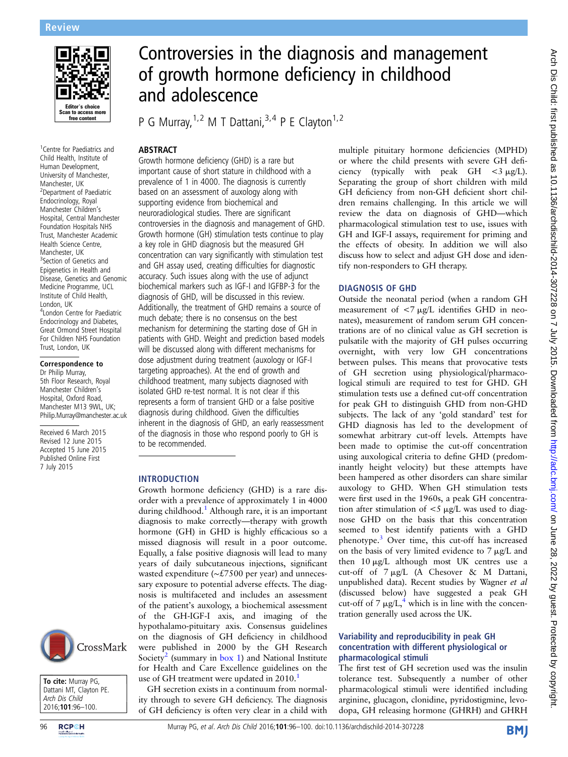Review

# Controversies in the diagnosis and management of growth hormone deficiency in childhood and adolescence

P G Murray,[1,2] M T Dattani,[3,4] P E Clayton[1,2]

[1]Centre for Paediatrics and Child Health, Institute of Human Development, University of Manchester, Manchester, UK
[2]Department of Paediatric Endocrinology, Royal Manchester Children's Hospital, Central Manchester Foundation Hospitals NHS Trust, Manchester Academic Health Science Centre, Manchester, UK
[3]Section of Genetics and Epigenetics in Health and Disease, Genetics and Genomic Medicine Programme, UCL Institute of Child Health, London, UK
[4]London Centre for Paediatric Endocrinology and Diabetes, Great Ormond Street Hospital For Children NHS Foundation Trust, London, UK

**Correspondence to**
Dr Philip Murray, 5th Floor Research, Royal Manchester Children's Hospital, Oxford Road, Manchester M13 9WL, UK; Philip.Murray@manchester.ac.uk

Received 6 March 2015
Revised 12 June 2015
Accepted 15 June 2015
Published Online First 7 July 2015

**To cite:** Murray PG, Dattani MT, Clayton PE. *Arch Dis Child* 2016;**101**:96–100.

## ABSTRACT

Growth hormone deficiency (GHD) is a rare but important cause of short stature in childhood with a prevalence of 1 in 4000. The diagnosis is currently based on an assessment of auxology along with supporting evidence from biochemical and neuroradiological studies. There are significant controversies in the diagnosis and management of GHD. Growth hormone (GH) stimulation tests continue to play a key role in GHD diagnosis but the measured GH concentration can vary significantly with stimulation test and GH assay used, creating difficulties for diagnostic accuracy. Such issues along with the use of adjunct biochemical markers such as IGF-I and IGFBP-3 for the diagnosis of GHD, will be discussed in this review. Additionally, the treatment of GHD remains a source of much debate; there is no consensus on the best mechanism for determining the starting dose of GH in patients with GHD. Weight and prediction based models will be discussed along with different mechanisms for dose adjustment during treatment (auxology or IGF-I targeting approaches). At the end of growth and childhood treatment, many subjects diagnosed with isolated GHD re-test normal. It is not clear if this represents a form of transient GHD or a false positive diagnosis during childhood. Given the difficulties inherent in the diagnosis of GHD, an early reassessment of the diagnosis in those who respond poorly to GH is to be recommended.

## INTRODUCTION

Growth hormone deficiency (GHD) is a rare disorder with a prevalence of approximately 1 in 4000 during childhood.[1] Although rare, it is an important diagnosis to make correctly—therapy with growth hormone (GH) in GHD is highly efficacious so a missed diagnosis will result in a poor outcome. Equally, a false positive diagnosis will lead to many years of daily subcutaneous injections, significant wasted expenditure (~£7500 per year) and unnecessary exposure to potential adverse effects. The diagnosis is multifaceted and includes an assessment of the patient's auxology, a biochemical assessment of the GH-IGF-I axis, and imaging of the hypothalamo-pituitary axis. Consensus guidelines on the diagnosis of GH deficiency in childhood were published in 2000 by the GH Research Society[2] (summary in box 1) and National Institute for Health and Care Excellence guidelines on the use of GH treatment were updated in 2010.[1]

GH secretion exists in a continuum from normality through to severe GH deficiency. The diagnosis of GH deficiency is often very clear in a child with multiple pituitary hormone deficiencies (MPHD) or where the child presents with severe GH deficiency (typically with peak GH <3 μg/L). Separating the group of short children with mild GH deficiency from non-GH deficient short children remains challenging. In this article we will review the data on diagnosis of GHD—which pharmacological stimulation test to use, issues with GH and IGF-I assays, requirement for priming and the effects of obesity. In addition we will also discuss how to select and adjust GH dose and identify non-responders to GH therapy.

## DIAGNOSIS OF GHD

Outside the neonatal period (when a random GH measurement of <7 μg/L identifies GHD in neonates), measurement of random serum GH concentrations are of no clinical value as GH secretion is pulsatile with the majority of GH pulses occurring overnight, with very low GH concentrations between pulses. This means that provocative tests of GH secretion using physiological/pharmacological stimuli are required to test for GHD. GH stimulation tests use a defined cut-off concentration for peak GH to distinguish GHD from non-GHD subjects. The lack of any 'gold standard' test for GHD diagnosis has led to the development of somewhat arbitrary cut-off levels. Attempts have been made to optimise the cut-off concentration using auxological criteria to define GHD (predominantly height velocity) but these attempts have been hampered as other disorders can share similar auxology to GHD. When GH stimulation tests were first used in the 1960s, a peak GH concentration after stimulation of <5 μg/L was used to diagnose GHD on the basis that this concentration seemed to best identify patients with a GHD phenotype.[3] Over time, this cut-off has increased on the basis of very limited evidence to 7 μg/L and then 10 μg/L although most UK centres use a cut-off of 7 μg/L (A Chesover & M Dattani, unpublished data). Recent studies by Wagner *et al* (discussed below) have suggested a peak GH cut-off of 7 μg/L,[4] which is in line with the concentration generally used across the UK.

### Variability and reproducibility in peak GH concentration with different physiological or pharmacological stimuli

The first test of GH secretion used was the insulin tolerance test. Subsequently a number of other pharmacological stimuli were identified including arginine, glucagon, clonidine, pyridostigmine, levodopa, GH releasing hormone (GHRH) and GHRH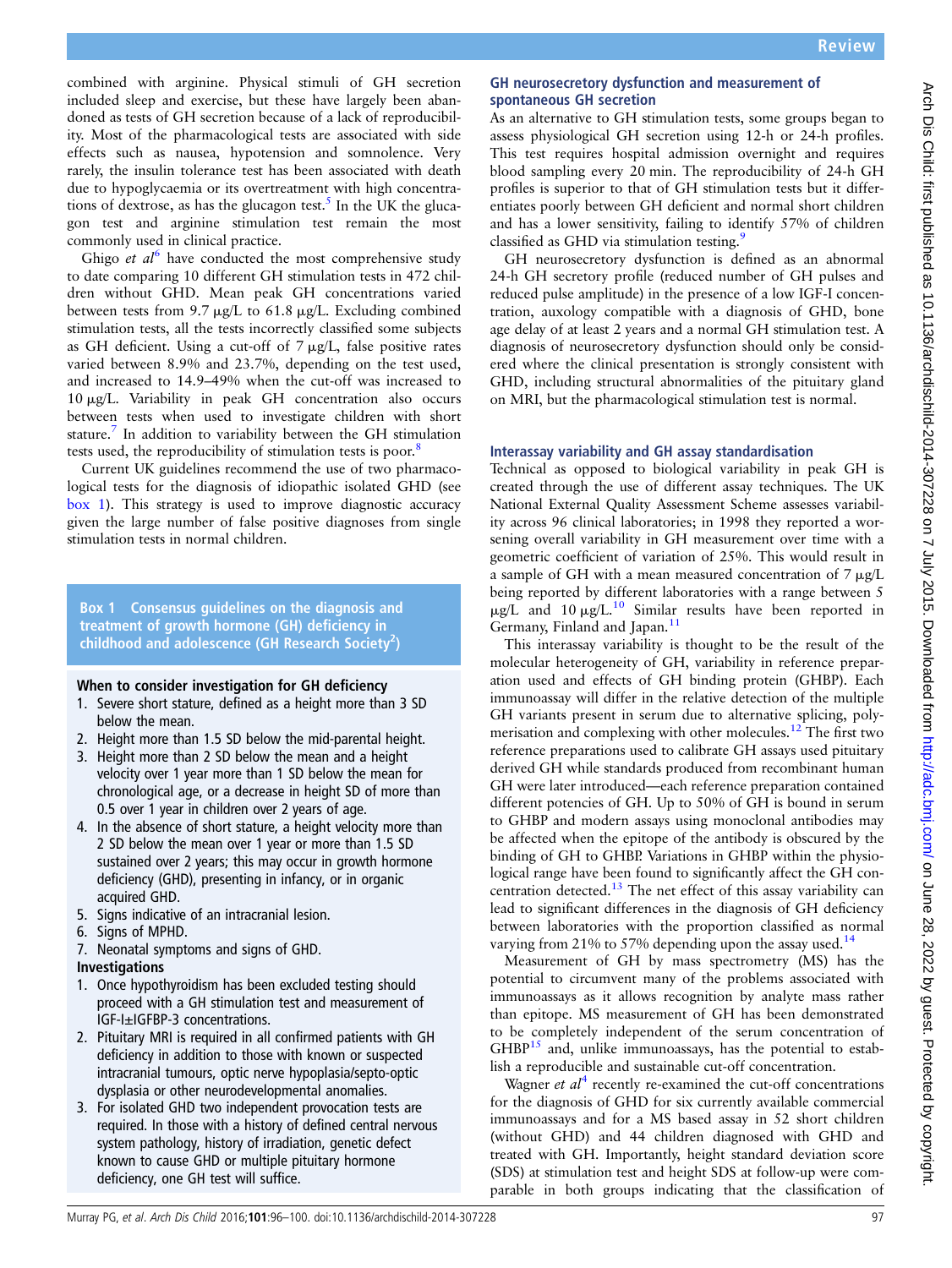combined with arginine. Physical stimuli of GH secretion included sleep and exercise, but these have largely been abandoned as tests of GH secretion because of a lack of reproducibility. Most of the pharmacological tests are associated with side effects such as nausea, hypotension and somnolence. Very rarely, the insulin tolerance test has been associated with death due to hypoglycaemia or its overtreatment with high concentrations of dextrose, as has the glucagon test.[5] In the UK the glucagon test and arginine stimulation test remain the most commonly used in clinical practice.

Ghigo *et al*[6] have conducted the most comprehensive study to date comparing 10 different GH stimulation tests in 472 children without GHD. Mean peak GH concentrations varied between tests from 9.7 μg/L to 61.8 μg/L. Excluding combined stimulation tests, all the tests incorrectly classified some subjects as GH deficient. Using a cut-off of 7 μg/L, false positive rates varied between 8.9% and 23.7%, depending on the test used, and increased to 14.9–49% when the cut-off was increased to 10 μg/L. Variability in peak GH concentration also occurs between tests when used to investigate children with short stature.[7] In addition to variability between the GH stimulation tests used, the reproducibility of stimulation tests is poor.[8]

Current UK guidelines recommend the use of two pharmacological tests for the diagnosis of idiopathic isolated GHD (see box 1). This strategy is used to improve diagnostic accuracy given the large number of false positive diagnoses from single stimulation tests in normal children.

**Box 1 Consensus guidelines on the diagnosis and treatment of growth hormone (GH) deficiency in childhood and adolescence (GH Research Society[2])**

**When to consider investigation for GH deficiency**

1. Severe short stature, defined as a height more than 3 SD below the mean.
2. Height more than 1.5 SD below the mid-parental height.
3. Height more than 2 SD below the mean and a height velocity over 1 year more than 1 SD below the mean for chronological age, or a decrease in height SD of more than 0.5 over 1 year in children over 2 years of age.
4. In the absence of short stature, a height velocity more than 2 SD below the mean over 1 year or more than 1.5 SD sustained over 2 years; this may occur in growth hormone deficiency (GHD), presenting in infancy, or in organic acquired GHD.
5. Signs indicative of an intracranial lesion.
6. Signs of MPHD.
7. Neonatal symptoms and signs of GHD.

**Investigations**

1. Once hypothyroidism has been excluded testing should proceed with a GH stimulation test and measurement of IGF-I±IGFBP-3 concentrations.
2. Pituitary MRI is required in all confirmed patients with GH deficiency in addition to those with known or suspected intracranial tumours, optic nerve hypoplasia/septo-optic dysplasia or other neurodevelopmental anomalies.
3. For isolated GHD two independent provocation tests are required. In those with a history of defined central nervous system pathology, history of irradiation, genetic defect known to cause GHD or multiple pituitary hormone deficiency, one GH test will suffice.

## GH neurosecretory dysfunction and measurement of spontaneous GH secretion

As an alternative to GH stimulation tests, some groups began to assess physiological GH secretion using 12-h or 24-h profiles. This test requires hospital admission overnight and requires blood sampling every 20 min. The reproducibility of 24-h GH profiles is superior to that of GH stimulation tests but it differentiates poorly between GH deficient and normal short children and has a lower sensitivity, failing to identify 57% of children classified as GHD via stimulation testing.[9]

GH neurosecretory dysfunction is defined as an abnormal 24-h GH secretory profile (reduced number of GH pulses and reduced pulse amplitude) in the presence of a low IGF-I concentration, auxology compatible with a diagnosis of GHD, bone age delay of at least 2 years and a normal GH stimulation test. A diagnosis of neurosecretory dysfunction should only be considered where the clinical presentation is strongly consistent with GHD, including structural abnormalities of the pituitary gland on MRI, but the pharmacological stimulation test is normal.

## Interassay variability and GH assay standardisation

Technical as opposed to biological variability in peak GH is created through the use of different assay techniques. The UK National External Quality Assessment Scheme assesses variability across 96 clinical laboratories; in 1998 they reported a worsening overall variability in GH measurement over time with a geometric coefficient of variation of 25%. This would result in a sample of GH with a mean measured concentration of 7 μg/L being reported by different laboratories with a range between 5 μg/L and 10 μg/L.[10] Similar results have been reported in Germany, Finland and Japan.[11]

This interassay variability is thought to be the result of the molecular heterogeneity of GH, variability in reference preparation used and effects of GH binding protein (GHBP). Each immunoassay will differ in the relative detection of the multiple GH variants present in serum due to alternative splicing, polymerisation and complexing with other molecules.[12] The first two reference preparations used to calibrate GH assays used pituitary derived GH while standards produced from recombinant human GH were later introduced—each reference preparation contained different potencies of GH. Up to 50% of GH is bound in serum to GHBP and modern assays using monoclonal antibodies may be affected when the epitope of the antibody is obscured by the binding of GH to GHBP. Variations in GHBP within the physiological range have been found to significantly affect the GH concentration detected.[13] The net effect of this assay variability can lead to significant differences in the diagnosis of GH deficiency between laboratories with the proportion classified as normal varying from 21% to 57% depending upon the assay used.[14]

Measurement of GH by mass spectrometry (MS) has the potential to circumvent many of the problems associated with immunoassays as it allows recognition by analyte mass rather than epitope. MS measurement of GH has been demonstrated to be completely independent of the serum concentration of GHBP[15] and, unlike immunoassays, has the potential to establish a reproducible and sustainable cut-off concentration.

Wagner *et al*[4] recently re-examined the cut-off concentrations for the diagnosis of GHD for six currently available commercial immunoassays and for a MS based assay in 52 short children (without GHD) and 44 children diagnosed with GHD and treated with GH. Importantly, height standard deviation score (SDS) at stimulation test and height SDS at follow-up were comparable in both groups indicating that the classification of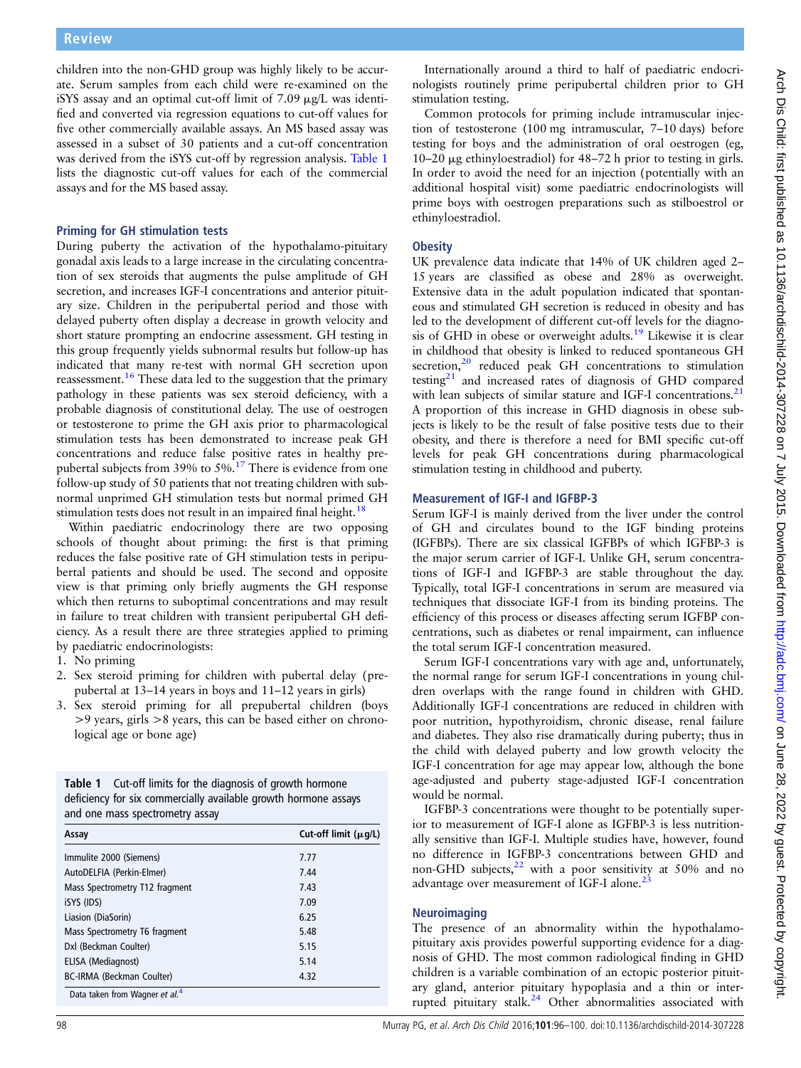children into the non-GHD group was highly likely to be accurate. Serum samples from each child were re-examined on the iSYS assay and an optimal cut-off limit of 7.09 μg/L was identified and converted via regression equations to cut-off values for five other commercially available assays. An MS based assay was assessed in a subset of 30 patients and a cut-off concentration was derived from the iSYS cut-off by regression analysis. Table 1 lists the diagnostic cut-off values for each of the commercial assays and for the MS based assay.

## Priming for GH stimulation tests

During puberty the activation of the hypothalamo-pituitary gonadal axis leads to a large increase in the circulating concentration of sex steroids that augments the pulse amplitude of GH secretion, and increases IGF-I concentrations and anterior pituitary size. Children in the peripubertal period and those with delayed puberty often display a decrease in growth velocity and short stature prompting an endocrine assessment. GH testing in this group frequently yields subnormal results but follow-up has indicated that many re-test with normal GH secretion upon reassessment.[16] These data led to the suggestion that the primary pathology in these patients was sex steroid deficiency, with a probable diagnosis of constitutional delay. The use of oestrogen or testosterone to prime the GH axis prior to pharmacological stimulation tests has been demonstrated to increase peak GH concentrations and reduce false positive rates in healthy prepubertal subjects from 39% to 5%.[17] There is evidence from one follow-up study of 50 patients that not treating children with subnormal unprimed GH stimulation tests but normal primed GH stimulation tests does not result in an impaired final height.[18]

Within paediatric endocrinology there are two opposing schools of thought about priming: the first is that priming reduces the false positive rate of GH stimulation tests in peripubertal patients and should be used. The second and opposite view is that priming only briefly augments the GH response which then returns to suboptimal concentrations and may result in failure to treat children with transient peripubertal GH deficiency. As a result there are three strategies applied to priming by paediatric endocrinologists:

1. No priming
2. Sex steroid priming for children with pubertal delay (prepubertal at 13–14 years in boys and 11–12 years in girls)
3. Sex steroid priming for all prepubertal children (boys >9 years, girls >8 years, this can be based either on chronological age or bone age)

**Table 1** Cut-off limits for the diagnosis of growth hormone deficiency for six commercially available growth hormone assays and one mass spectrometry assay

| Assay | Cut-off limit (μg/L) |
|---|---|
| Immulite 2000 (Siemens) | 7.77 |
| AutoDELFIA (Perkin-Elmer) | 7.44 |
| Mass Spectrometry T12 fragment | 7.43 |
| iSYS (IDS) | 7.09 |
| Liasion (DiaSorin) | 6.25 |
| Mass Spectrometry T6 fragment | 5.48 |
| DxI (Beckman Coulter) | 5.15 |
| ELISA (Mediagnost) | 5.14 |
| BC-IRMA (Beckman Coulter) | 4.32 |

Data taken from Wagner *et al*.[4]

Internationally around a third to half of paediatric endocrinologists routinely prime peripubertal children prior to GH stimulation testing.

Common protocols for priming include intramuscular injection of testosterone (100 mg intramuscular, 7–10 days) before testing for boys and the administration of oral oestrogen (eg, 10–20 μg ethinyloestradiol) for 48–72 h prior to testing in girls. In order to avoid the need for an injection (potentially with an additional hospital visit) some paediatric endocrinologists will prime boys with oestrogen preparations such as stilboestrol or ethinyloestradiol.

## Obesity

UK prevalence data indicate that 14% of UK children aged 2–15 years are classified as obese and 28% as overweight. Extensive data in the adult population indicated that spontaneous and stimulated GH secretion is reduced in obesity and has led to the development of different cut-off levels for the diagnosis of GHD in obese or overweight adults.[19] Likewise it is clear in childhood that obesity is linked to reduced spontaneous GH secretion,[20] reduced peak GH concentrations to stimulation testing[21] and increased rates of diagnosis of GHD compared with lean subjects of similar stature and IGF-I concentrations.[21] A proportion of this increase in GHD diagnosis in obese subjects is likely to be the result of false positive tests due to their obesity, and there is therefore a need for BMI specific cut-off levels for peak GH concentrations during pharmacological stimulation testing in childhood and puberty.

## Measurement of IGF-I and IGFBP-3

Serum IGF-I is mainly derived from the liver under the control of GH and circulates bound to the IGF binding proteins (IGFBPs). There are six classical IGFBPs of which IGFBP-3 is the major serum carrier of IGF-I. Unlike GH, serum concentrations of IGF-I and IGFBP-3 are stable throughout the day. Typically, total IGF-I concentrations in serum are measured via techniques that dissociate IGF-I from its binding proteins. The efficiency of this process or diseases affecting serum IGFBP concentrations, such as diabetes or renal impairment, can influence the total serum IGF-I concentration measured.

Serum IGF-I concentrations vary with age and, unfortunately, the normal range for serum IGF-I concentrations in young children overlaps with the range found in children with GHD. Additionally IGF-I concentrations are reduced in children with poor nutrition, hypothyroidism, chronic disease, renal failure and diabetes. They also rise dramatically during puberty; thus in the child with delayed puberty and low growth velocity the IGF-I concentration for age may appear low, although the bone age-adjusted and puberty stage-adjusted IGF-I concentration would be normal.

IGFBP-3 concentrations were thought to be potentially superior to measurement of IGF-I alone as IGFBP-3 is less nutritionally sensitive than IGF-I. Multiple studies have, however, found no difference in IGFBP-3 concentrations between GHD and non-GHD subjects,[22] with a poor sensitivity at 50% and no advantage over measurement of IGF-I alone.[23]

## Neuroimaging

The presence of an abnormality within the hypothalamo-pituitary axis provides powerful supporting evidence for a diagnosis of GHD. The most common radiological finding in GHD children is a variable combination of an ectopic posterior pituitary gland, anterior pituitary hypoplasia and a thin or interrupted pituitary stalk.[24] Other abnormalities associated with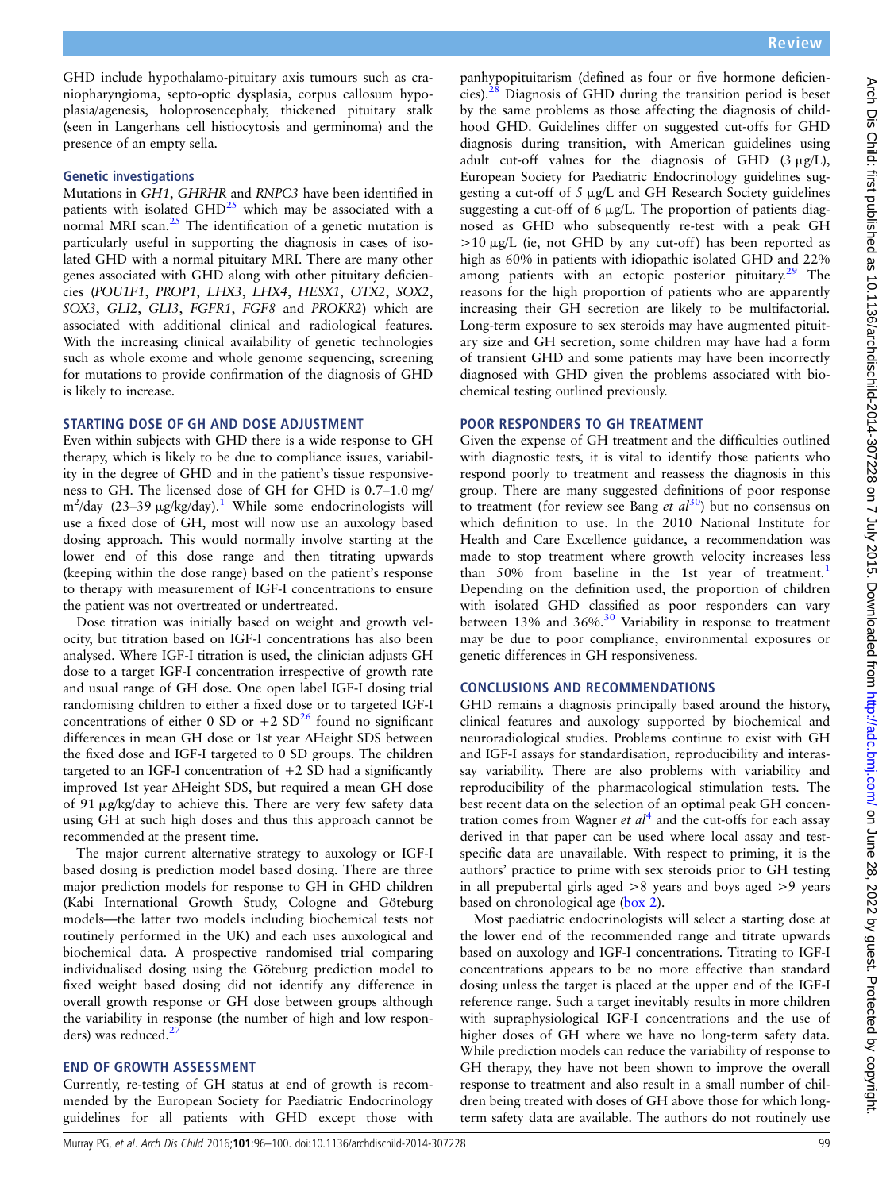GHD include hypothalamo-pituitary axis tumours such as craniopharyngioma, septo-optic dysplasia, corpus callosum hypoplasia/agenesis, holoprosencephaly, thickened pituitary stalk (seen in Langerhans cell histiocytosis and germinoma) and the presence of an empty sella.

### Genetic investigations

Mutations in *GH1*, *GHRHR* and *RNPC3* have been identified in patients with isolated GHD[25] which may be associated with a normal MRI scan.[25] The identification of a genetic mutation is particularly useful in supporting the diagnosis in cases of isolated GHD with a normal pituitary MRI. There are many other genes associated with GHD along with other pituitary deficiencies (*POU1F1*, *PROP1*, *LHX3*, *LHX4*, *HESX1*, *OTX2*, *SOX2*, *SOX3*, *GLI2*, *GLI3*, *FGFR1*, *FGF8* and *PROKR2*) which are associated with additional clinical and radiological features. With the increasing clinical availability of genetic technologies such as whole exome and whole genome sequencing, screening for mutations to provide confirmation of the diagnosis of GHD is likely to increase.

## STARTING DOSE OF GH AND DOSE ADJUSTMENT

Even within subjects with GHD there is a wide response to GH therapy, which is likely to be due to compliance issues, variability in the degree of GHD and in the patient's tissue responsiveness to GH. The licensed dose of GH for GHD is 0.7–1.0 mg/$m^2$/day (23–39 μg/kg/day).[1] While some endocrinologists will use a fixed dose of GH, most will now use an auxology based dosing approach. This would normally involve starting at the lower end of this dose range and then titrating upwards (keeping within the dose range) based on the patient's response to therapy with measurement of IGF-I concentrations to ensure the patient was not overtreated or undertreated.

Dose titration was initially based on weight and growth velocity, but titration based on IGF-I concentrations has also been analysed. Where IGF-I titration is used, the clinician adjusts GH dose to a target IGF-I concentration irrespective of growth rate and usual range of GH dose. One open label IGF-I dosing trial randomising children to either a fixed dose or to targeted IGF-I concentrations of either 0 SD or +2 SD[26] found no significant differences in mean GH dose or 1st year ΔHeight SDS between the fixed dose and IGF-I targeted to 0 SD groups. The children targeted to an IGF-I concentration of +2 SD had a significantly improved 1st year ΔHeight SDS, but required a mean GH dose of 91 μg/kg/day to achieve this. There are very few safety data using GH at such high doses and thus this approach cannot be recommended at the present time.

The major current alternative strategy to auxology or IGF-I based dosing is prediction model based dosing. There are three major prediction models for response to GH in GHD children (Kabi International Growth Study, Cologne and Göteburg models—the latter two models including biochemical tests not routinely performed in the UK) and each uses auxological and biochemical data. A prospective randomised trial comparing individualised dosing using the Göteburg prediction model to fixed weight based dosing did not identify any difference in overall growth response or GH dose between groups although the variability in response (the number of high and low responders) was reduced.[27]

## END OF GROWTH ASSESSMENT

Currently, re-testing of GH status at end of growth is recommended by the European Society for Paediatric Endocrinology guidelines for all patients with GHD except those with panhypopituitarism (defined as four or five hormone deficiencies).[28] Diagnosis of GHD during the transition period is beset by the same problems as those affecting the diagnosis of childhood GHD. Guidelines differ on suggested cut-offs for GHD diagnosis during transition, with American guidelines using adult cut-off values for the diagnosis of GHD (3 μg/L), European Society for Paediatric Endocrinology guidelines suggesting a cut-off of 5 μg/L and GH Research Society guidelines suggesting a cut-off of 6 μg/L. The proportion of patients diagnosed as GHD who subsequently re-test with a peak GH >10 μg/L (ie, not GHD by any cut-off) has been reported as high as 60% in patients with idiopathic isolated GHD and 22% among patients with an ectopic posterior pituitary.[29] The reasons for the high proportion of patients who are apparently increasing their GH secretion are likely to be multifactorial. Long-term exposure to sex steroids may have augmented pituitary size and GH secretion, some children may have had a form of transient GHD and some patients may have been incorrectly diagnosed with GHD given the problems associated with biochemical testing outlined previously.

## POOR RESPONDERS TO GH TREATMENT

Given the expense of GH treatment and the difficulties outlined with diagnostic tests, it is vital to identify those patients who respond poorly to treatment and reassess the diagnosis in this group. There are many suggested definitions of poor response to treatment (for review see Bang *et al*[30]) but no consensus on which definition to use. In the 2010 National Institute for Health and Care Excellence guidance, a recommendation was made to stop treatment where growth velocity increases less than 50% from baseline in the 1st year of treatment.[1] Depending on the definition used, the proportion of children with isolated GHD classified as poor responders can vary between 13% and 36%.[30] Variability in response to treatment may be due to poor compliance, environmental exposures or genetic differences in GH responsiveness.

## CONCLUSIONS AND RECOMMENDATIONS

GHD remains a diagnosis principally based around the history, clinical features and auxology supported by biochemical and neuroradiological studies. Problems continue to exist with GH and IGF-I assays for standardisation, reproducibility and interassay variability. There are also problems with variability and reproducibility of the pharmacological stimulation tests. The best recent data on the selection of an optimal peak GH concentration comes from Wagner *et al*[4] and the cut-offs for each assay derived in that paper can be used where local assay and test-specific data are unavailable. With respect to priming, it is the authors' practice to prime with sex steroids prior to GH testing in all prepubertal girls aged >8 years and boys aged >9 years based on chronological age (box 2).

Most paediatric endocrinologists will select a starting dose at the lower end of the recommended range and titrate upwards based on auxology and IGF-I concentrations. Titrating to IGF-I concentrations appears to be no more effective than standard dosing unless the target is placed at the upper end of the IGF-I reference range. Such a target inevitably results in more children with supraphysiological IGF-I concentrations and the use of higher doses of GH where we have no long-term safety data. While prediction models can reduce the variability of response to GH therapy, they have not been shown to improve the overall response to treatment and also result in a small number of children being treated with doses of GH above those for which long-term safety data are available. The authors do not routinely use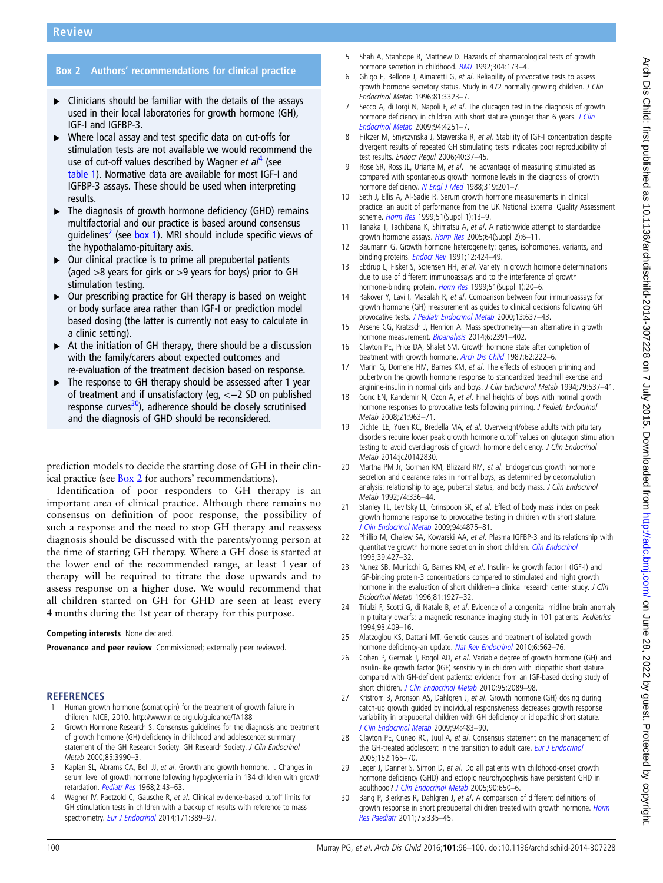## Box 2 Authors' recommendations for clinical practice

- Clinicians should be familiar with the details of the assays used in their local laboratories for growth hormone (GH), IGF-I and IGFBP-3.
- Where local assay and test specific data on cut-offs for stimulation tests are not available we would recommend the use of cut-off values described by Wagner *et al*[4] (see table 1). Normative data are available for most IGF-I and IGFBP-3 assays. These should be used when interpreting results.
- The diagnosis of growth hormone deficiency (GHD) remains multifactorial and our practice is based around consensus guidelines[2] (see box 1). MRI should include specific views of the hypothalamo-pituitary axis.
- Our clinical practice is to prime all prepubertal patients (aged >8 years for girls or >9 years for boys) prior to GH stimulation testing.
- Our prescribing practice for GH therapy is based on weight or body surface area rather than IGF-I or prediction model based dosing (the latter is currently not easy to calculate in a clinic setting).
- At the initiation of GH therapy, there should be a discussion with the family/carers about expected outcomes and re-evaluation of the treatment decision based on response.
- The response to GH therapy should be assessed after 1 year of treatment and if unsatisfactory (eg, <−2 SD on published response curves[30]), adherence should be closely scrutinised and the diagnosis of GHD should be reconsidered.

prediction models to decide the starting dose of GH in their clinical practice (see Box 2 for authors' recommendations).

Identification of poor responders to GH therapy is an important area of clinical practice. Although there remains no consensus on definition of poor response, the possibility of such a response and the need to stop GH therapy and reassess diagnosis should be discussed with the parents/young person at the time of starting GH therapy. Where a GH dose is started at the lower end of the recommended range, at least 1 year of therapy will be required to titrate the dose upwards and to assess response on a higher dose. We would recommend that all children started on GH for GHD are seen at least every 4 months during the 1st year of therapy for this purpose.

**Competing interests** None declared.

**Provenance and peer review** Commissioned; externally peer reviewed.

## REFERENCES

1. Human growth hormone (somatropin) for the treatment of growth failure in children. NICE, 2010. http://www.nice.org.uk/guidance/TA188
2. Growth Hormone Research S. Consensus guidelines for the diagnosis and treatment of growth hormone (GH) deficiency in childhood and adolescence: summary statement of the GH Research Society. GH Research Society. *J Clin Endocrinol Metab* 2000;85:3990–3.
3. Kaplan SL, Abrams CA, Bell JJ, *et al*. Growth and growth hormone. I. Changes in serum level of growth hormone following hypoglycemia in 134 children with growth retardation. *Pediatr Res* 1968;2:43–63.
4. Wagner IV, Paetzold C, Gausche R, *et al*. Clinical evidence-based cutoff limits for GH stimulation tests in children with a backup of results with reference to mass spectrometry. *Eur J Endocrinol* 2014;171:389–97.
5. Shah A, Stanhope R, Matthew D. Hazards of pharmacological tests of growth hormone secretion in childhood. *BMJ* 1992;304:173–4.
6. Ghigo E, Bellone J, Aimaretti G, *et al*. Reliability of provocative tests to assess growth hormone secretory status. Study in 472 normally growing children. *J Clin Endocrinol Metab* 1996;81:3323–7.
7. Secco A, di Iorgi N, Napoli F, *et al*. The glucagon test in the diagnosis of growth hormone deficiency in children with short stature younger than 6 years. *J Clin Endocrinol Metab* 2009;94:4251–7.
8. Hilczer M, Smyczynska J, Stawerska R, *et al*. Stability of IGF-I concentration despite divergent results of repeated GH stimulating tests indicates poor reproducibility of test results. *Endocr Regul* 2006;40:37–45.
9. Rose SR, Ross JL, Uriarte M, *et al*. The advantage of measuring stimulated as compared with spontaneous growth hormone levels in the diagnosis of growth hormone deficiency. *N Engl J Med* 1988;319:201–7.
10. Seth J, Ellis A, Al-Sadie R. Serum growth hormone measurements in clinical practice: an audit of performance from the UK National External Quality Assessment scheme. *Horm Res* 1999;51(Suppl 1):13–9.
11. Tanaka T, Tachibana K, Shimatsu A, *et al*. A nationwide attempt to standardize growth hormone assays. *Horm Res* 2005;64(Suppl 2):6–11.
12. Baumann G. Growth hormone heterogeneity: genes, isohormones, variants, and binding proteins. *Endocr Rev* 1991;12:424–49.
13. Ebdrup L, Fisker S, Sorensen HH, *et al*. Variety in growth hormone determinations due to use of different immunoassays and to the interference of growth hormone-binding protein. *Horm Res* 1999;51(Suppl 1):20–6.
14. Rakover Y, Lavi I, Masalah R, *et al*. Comparison between four immunoassays for growth hormone (GH) measurement as guides to clinical decisions following GH provocative tests. *J Pediatr Endocrinol Metab* 2000;13:637–43.
15. Arsene CG, Kratzsch J, Henrion A. Mass spectrometry—an alternative in growth hormone measurement. *Bioanalysis* 2014;6:2391–402.
16. Clayton PE, Price DA, Shalet SM. Growth hormone state after completion of treatment with growth hormone. *Arch Dis Child* 1987;62:222–6.
17. Marin G, Domene HM, Barnes KM, *et al*. The effects of estrogen priming and puberty on the growth hormone response to standardized treadmill exercise and arginine-insulin in normal girls and boys. *J Clin Endocrinol Metab* 1994;79:537–41.
18. Gonc EN, Kandemir N, Ozon A, *et al*. Final heights of boys with normal growth hormone responses to provocative tests following priming. *J Pediatr Endocrinol Metab* 2008;21:963–71.
19. Dichtel LE, Yuen KC, Bredella MA, *et al*. Overweight/obese adults with pituitary disorders require lower peak growth hormone cutoff values on glucagon stimulation testing to avoid overdiagnosis of growth hormone deficiency. *J Clin Endocrinol Metab* 2014:jc20142830.
20. Martha PM Jr, Gorman KM, Blizzard RM, *et al*. Endogenous growth hormone secretion and clearance rates in normal boys, as determined by deconvolution analysis: relationship to age, pubertal status, and body mass. *J Clin Endocrinol Metab* 1992;74:336–44.
21. Stanley TL, Levitsky LL, Grinspoon SK, *et al*. Effect of body mass index on peak growth hormone response to provocative testing in children with short stature. *J Clin Endocrinol Metab* 2009;94:4875–81.
22. Phillip M, Chalew SA, Kowarski AA, *et al*. Plasma IGFBP-3 and its relationship with quantitative growth hormone secretion in short children. *Clin Endocrinol* 1993;39:427–32.
23. Nunez SB, Municchi G, Barnes KM, *et al*. Insulin-like growth factor I (IGF-I) and IGF-binding protein-3 concentrations compared to stimulated and night growth hormone in the evaluation of short children–a clinical research center study. *J Clin Endocrinol Metab* 1996;81:1927–32.
24. Triulzi F, Scotti G, di Natale B, *et al*. Evidence of a congenital midline brain anomaly in pituitary dwarfs: a magnetic resonance imaging study in 101 patients. *Pediatrics* 1994;93:409–16.
25. Alatzoglou KS, Dattani MT. Genetic causes and treatment of isolated growth hormone deficiency-an update. *Nat Rev Endocrinol* 2010;6:562–76.
26. Cohen P, Germak J, Rogol AD, *et al*. Variable degree of growth hormone (GH) and insulin-like growth factor (IGF) sensitivity in children with idiopathic short stature compared with GH-deficient patients: evidence from an IGF-based dosing study of short children. *J Clin Endocrinol Metab* 2010;95:2089–98.
27. Kristrom B, Aronson AS, Dahlgren J, *et al*. Growth hormone (GH) dosing during catch-up growth guided by individual responsiveness decreases growth response variability in prepubertal children with GH deficiency or idiopathic short stature. *J Clin Endocrinol Metab* 2009;94:483–90.
28. Clayton PE, Cuneo RC, Juul A, *et al*. Consensus statement on the management of the GH-treated adolescent in the transition to adult care. *Eur J Endocrinol* 2005;152:165–70.
29. Leger J, Danner S, Simon D, *et al*. Do all patients with childhood-onset growth hormone deficiency (GHD) and ectopic neurohypophysis have persistent GHD in adulthood? *J Clin Endocrinol Metab* 2005;90:650–6.
30. Bang P, Bjerknes R, Dahlgren J, *et al*. A comparison of different definitions of growth response in short prepubertal children treated with growth hormone. *Horm Res Paediatr* 2011;75:335–45.